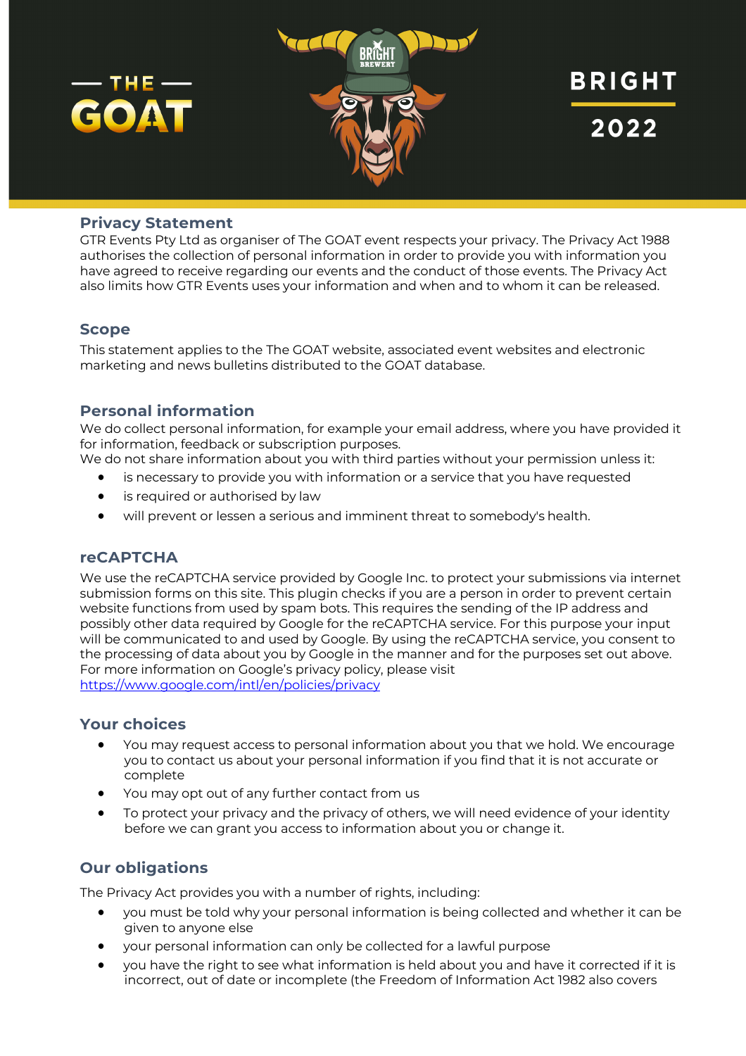THE GOAT

BRIGHT 2022

## Privacy Statement

GTR Events Pty Ltd as organiser of The GOAT event respects your privacy. The Privacy Act 1988 authorises the collection of personal information in order to provide you with information you have agreed to receive regarding our events and the conduct of those events. The Privacy Act also limits how GTR Events uses your information and when and to whom it can be released.

## Scope

This statement applies to the The GOAT website, associated event websites and electronic marketing and news bulletins distributed to the GOAT database.

## Personal information

We do collect personal information, for example your email address, where you have provided it for information, feedback or subscription purposes.
We do not share information about you with third parties without your permission unless it:

- is necessary to provide you with information or a service that you have requested
- is required or authorised by law
- will prevent or lessen a serious and imminent threat to somebody's health.

## reCAPTCHA

We use the reCAPTCHA service provided by Google Inc. to protect your submissions via internet submission forms on this site. This plugin checks if you are a person in order to prevent certain website functions from used by spam bots. This requires the sending of the IP address and possibly other data required by Google for the reCAPTCHA service. For this purpose your input will be communicated to and used by Google. By using the reCAPTCHA service, you consent to the processing of data about you by Google in the manner and for the purposes set out above. For more information on Google's privacy policy, please visit
https://www.google.com/intl/en/policies/privacy

## Your choices

- You may request access to personal information about you that we hold. We encourage you to contact us about your personal information if you find that it is not accurate or complete
- You may opt out of any further contact from us
- To protect your privacy and the privacy of others, we will need evidence of your identity before we can grant you access to information about you or change it.

## Our obligations

The Privacy Act provides you with a number of rights, including:

- you must be told why your personal information is being collected and whether it can be given to anyone else
- your personal information can only be collected for a lawful purpose
- you have the right to see what information is held about you and have it corrected if it is incorrect, out of date or incomplete (the Freedom of Information Act 1982 also covers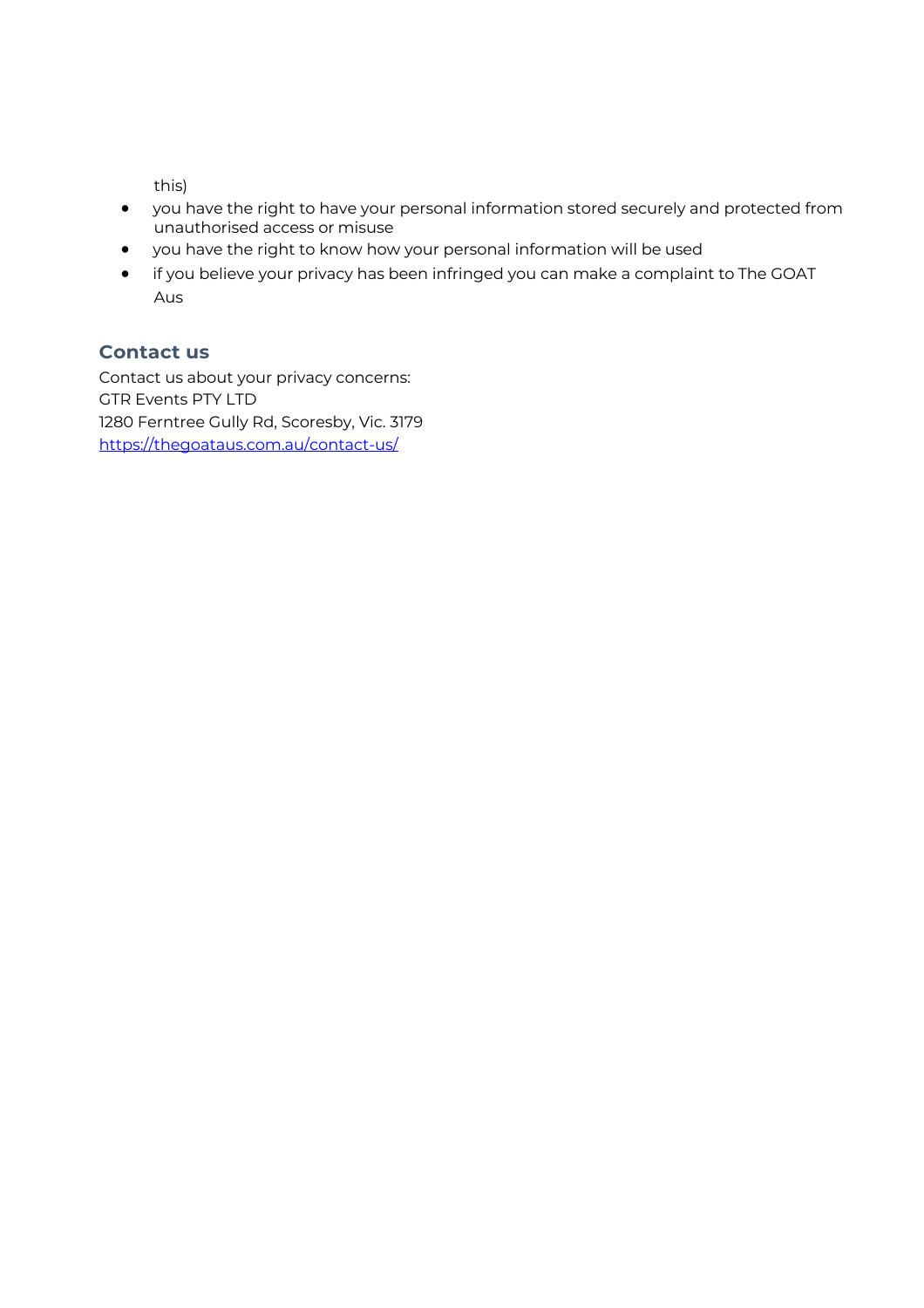this)

- you have the right to have your personal information stored securely and protected from unauthorised access or misuse
- you have the right to know how your personal information will be used
- if you believe your privacy has been infringed you can make a complaint to The GOAT Aus

## Contact us

Contact us about your privacy concerns:
GTR Events PTY LTD
1280 Ferntree Gully Rd, Scoresby, Vic. 3179
https://thegoataus.com.au/contact-us/